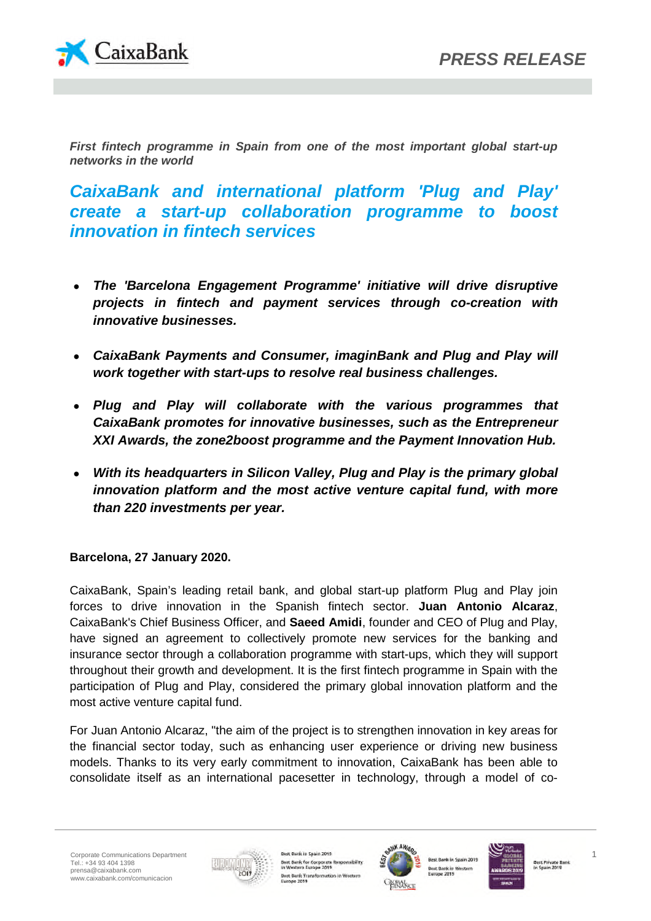*First fintech programme in Spain from one of the most important global start-up networks in the world*

# *CaixaBank and international platform 'Plug and Play' create a start-up collaboration programme to boost innovation in fintech services*

- ***The 'Barcelona Engagement Programme' initiative will drive disruptive projects in fintech and payment services through co-creation with innovative businesses.***
- ***CaixaBank Payments and Consumer, imaginBank and Plug and Play will work together with start-ups to resolve real business challenges.***
- ***Plug and Play will collaborate with the various programmes that CaixaBank promotes for innovative businesses, such as the Entrepreneur XXI Awards, the zone2boost programme and the Payment Innovation Hub.***
- ***With its headquarters in Silicon Valley, Plug and Play is the primary global innovation platform and the most active venture capital fund, with more than 220 investments per year.***

**Barcelona, 27 January 2020.**

CaixaBank, Spain's leading retail bank, and global start-up platform Plug and Play join forces to drive innovation in the Spanish fintech sector. **Juan Antonio Alcaraz**, CaixaBank's Chief Business Officer, and **Saeed Amidi**, founder and CEO of Plug and Play, have signed an agreement to collectively promote new services for the banking and insurance sector through a collaboration programme with start-ups, which they will support throughout their growth and development. It is the first fintech programme in Spain with the participation of Plug and Play, considered the primary global innovation platform and the most active venture capital fund.

For Juan Antonio Alcaraz, "the aim of the project is to strengthen innovation in key areas for the financial sector today, such as enhancing user experience or driving new business models. Thanks to its very early commitment to innovation, CaixaBank has been able to consolidate itself as an international pacesetter in technology, through a model of co-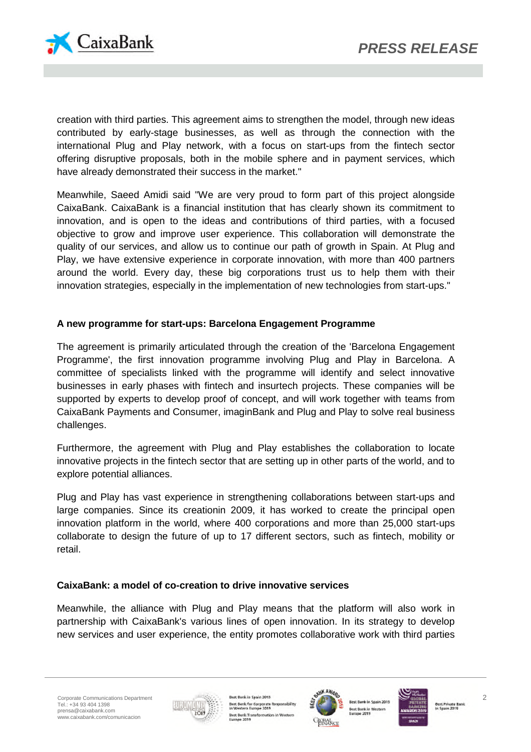creation with third parties. This agreement aims to strengthen the model, through new ideas contributed by early-stage businesses, as well as through the connection with the international Plug and Play network, with a focus on start-ups from the fintech sector offering disruptive proposals, both in the mobile sphere and in payment services, which have already demonstrated their success in the market."

Meanwhile, Saeed Amidi said "We are very proud to form part of this project alongside CaixaBank. CaixaBank is a financial institution that has clearly shown its commitment to innovation, and is open to the ideas and contributions of third parties, with a focused objective to grow and improve user experience. This collaboration will demonstrate the quality of our services, and allow us to continue our path of growth in Spain. At Plug and Play, we have extensive experience in corporate innovation, with more than 400 partners around the world. Every day, these big corporations trust us to help them with their innovation strategies, especially in the implementation of new technologies from start-ups."

**A new programme for start-ups: Barcelona Engagement Programme**

The agreement is primarily articulated through the creation of the 'Barcelona Engagement Programme', the first innovation programme involving Plug and Play in Barcelona. A committee of specialists linked with the programme will identify and select innovative businesses in early phases with fintech and insurtech projects. These companies will be supported by experts to develop proof of concept, and will work together with teams from CaixaBank Payments and Consumer, imaginBank and Plug and Play to solve real business challenges.

Furthermore, the agreement with Plug and Play establishes the collaboration to locate innovative projects in the fintech sector that are setting up in other parts of the world, and to explore potential alliances.

Plug and Play has vast experience in strengthening collaborations between start-ups and large companies. Since its creationin 2009, it has worked to create the principal open innovation platform in the world, where 400 corporations and more than 25,000 start-ups collaborate to design the future of up to 17 different sectors, such as fintech, mobility or retail.

**CaixaBank: a model of co-creation to drive innovative services**

Meanwhile, the alliance with Plug and Play means that the platform will also work in partnership with CaixaBank's various lines of open innovation. In its strategy to develop new services and user experience, the entity promotes collaborative work with third parties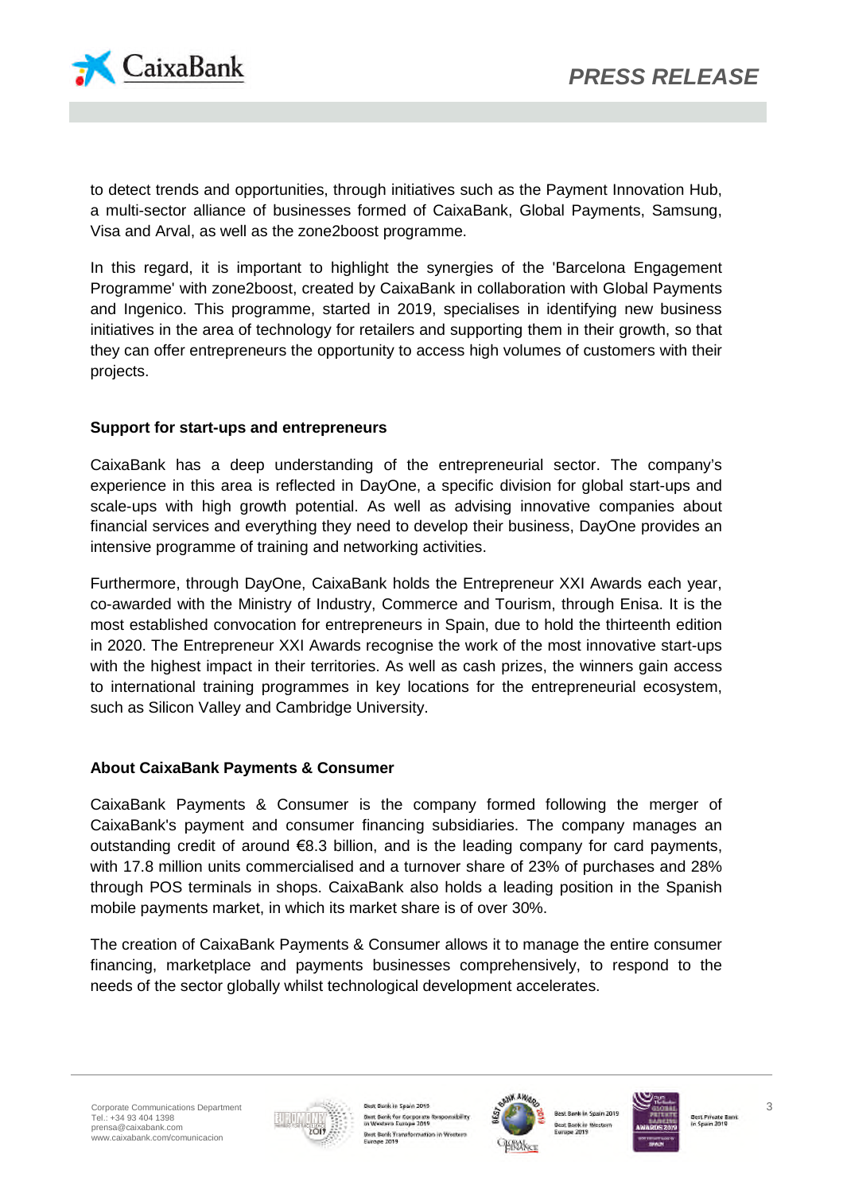to detect trends and opportunities, through initiatives such as the Payment Innovation Hub, a multi-sector alliance of businesses formed of CaixaBank, Global Payments, Samsung, Visa and Arval, as well as the zone2boost programme.

In this regard, it is important to highlight the synergies of the 'Barcelona Engagement Programme' with zone2boost, created by CaixaBank in collaboration with Global Payments and Ingenico. This programme, started in 2019, specialises in identifying new business initiatives in the area of technology for retailers and supporting them in their growth, so that they can offer entrepreneurs the opportunity to access high volumes of customers with their projects.

**Support for start-ups and entrepreneurs**

CaixaBank has a deep understanding of the entrepreneurial sector. The company's experience in this area is reflected in DayOne, a specific division for global start-ups and scale-ups with high growth potential. As well as advising innovative companies about financial services and everything they need to develop their business, DayOne provides an intensive programme of training and networking activities.

Furthermore, through DayOne, CaixaBank holds the Entrepreneur XXI Awards each year, co-awarded with the Ministry of Industry, Commerce and Tourism, through Enisa. It is the most established convocation for entrepreneurs in Spain, due to hold the thirteenth edition in 2020. The Entrepreneur XXI Awards recognise the work of the most innovative start-ups with the highest impact in their territories. As well as cash prizes, the winners gain access to international training programmes in key locations for the entrepreneurial ecosystem, such as Silicon Valley and Cambridge University.

**About CaixaBank Payments & Consumer**

CaixaBank Payments & Consumer is the company formed following the merger of CaixaBank's payment and consumer financing subsidiaries. The company manages an outstanding credit of around €8.3 billion, and is the leading company for card payments, with 17.8 million units commercialised and a turnover share of 23% of purchases and 28% through POS terminals in shops. CaixaBank also holds a leading position in the Spanish mobile payments market, in which its market share is of over 30%.

The creation of CaixaBank Payments & Consumer allows it to manage the entire consumer financing, marketplace and payments businesses comprehensively, to respond to the needs of the sector globally whilst technological development accelerates.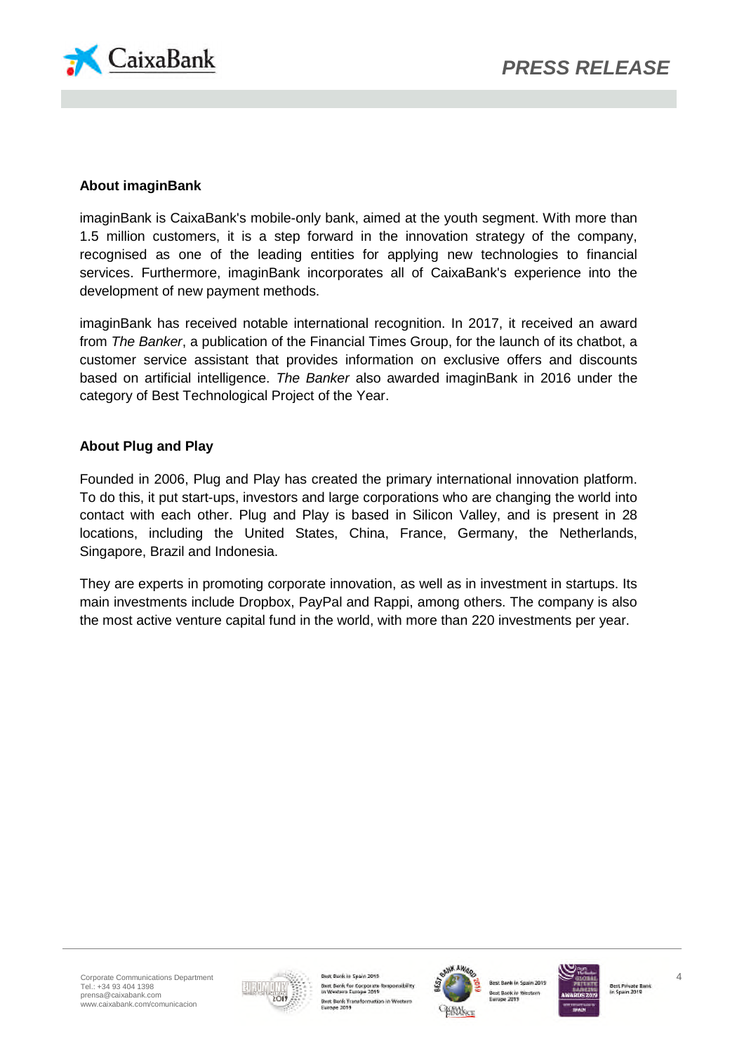## About imaginBank

imaginBank is CaixaBank's mobile-only bank, aimed at the youth segment. With more than 1.5 million customers, it is a step forward in the innovation strategy of the company, recognised as one of the leading entities for applying new technologies to financial services. Furthermore, imaginBank incorporates all of CaixaBank's experience into the development of new payment methods.

imaginBank has received notable international recognition. In 2017, it received an award from *The Banker*, a publication of the Financial Times Group, for the launch of its chatbot, a customer service assistant that provides information on exclusive offers and discounts based on artificial intelligence. *The Banker* also awarded imaginBank in 2016 under the category of Best Technological Project of the Year.

## About Plug and Play

Founded in 2006, Plug and Play has created the primary international innovation platform. To do this, it put start-ups, investors and large corporations who are changing the world into contact with each other. Plug and Play is based in Silicon Valley, and is present in 28 locations, including the United States, China, France, Germany, the Netherlands, Singapore, Brazil and Indonesia.

They are experts in promoting corporate innovation, as well as in investment in startups. Its main investments include Dropbox, PayPal and Rappi, among others. The company is also the most active venture capital fund in the world, with more than 220 investments per year.

Corporate Communications Department
Tel.: +34 93 404 1398
prensa@caixabank.com
www.caixabank.com/comunicacion

Best Bank in Spain 2019
Best Bank for Corporate Responsibility in Western Europe 2019
Best Bank Transformation in Western Europe 2019

Best Bank in Spain 2019
Best Bank in Western Europe 2019

Best Private Bank in Spain 2019